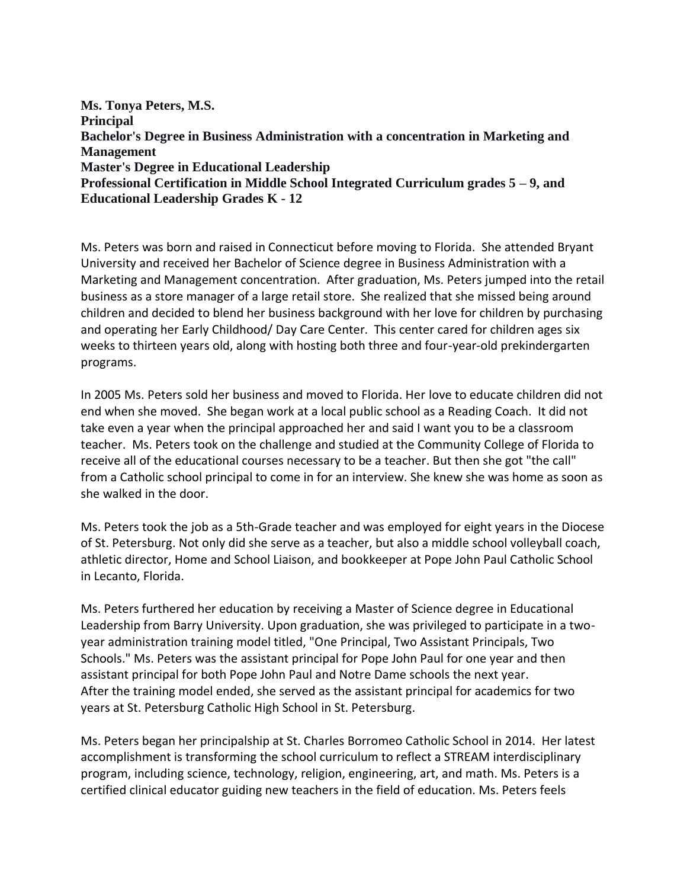**Ms. Tonya Peters, M.S.**
**Principal**
**Bachelor's Degree in Business Administration with a concentration in Marketing and Management**
**Master's Degree in Educational Leadership**
**Professional Certification in Middle School Integrated Curriculum grades 5 – 9, and Educational Leadership Grades K - 12**

Ms. Peters was born and raised in Connecticut before moving to Florida. She attended Bryant University and received her Bachelor of Science degree in Business Administration with a Marketing and Management concentration. After graduation, Ms. Peters jumped into the retail business as a store manager of a large retail store. She realized that she missed being around children and decided to blend her business background with her love for children by purchasing and operating her Early Childhood/ Day Care Center. This center cared for children ages six weeks to thirteen years old, along with hosting both three and four-year-old prekindergarten programs.

In 2005 Ms. Peters sold her business and moved to Florida. Her love to educate children did not end when she moved. She began work at a local public school as a Reading Coach. It did not take even a year when the principal approached her and said I want you to be a classroom teacher. Ms. Peters took on the challenge and studied at the Community College of Florida to receive all of the educational courses necessary to be a teacher. But then she got "the call" from a Catholic school principal to come in for an interview. She knew she was home as soon as she walked in the door.

Ms. Peters took the job as a 5th-Grade teacher and was employed for eight years in the Diocese of St. Petersburg. Not only did she serve as a teacher, but also a middle school volleyball coach, athletic director, Home and School Liaison, and bookkeeper at Pope John Paul Catholic School in Lecanto, Florida.

Ms. Peters furthered her education by receiving a Master of Science degree in Educational Leadership from Barry University. Upon graduation, she was privileged to participate in a two-year administration training model titled, "One Principal, Two Assistant Principals, Two Schools." Ms. Peters was the assistant principal for Pope John Paul for one year and then assistant principal for both Pope John Paul and Notre Dame schools the next year.
After the training model ended, she served as the assistant principal for academics for two years at St. Petersburg Catholic High School in St. Petersburg.

Ms. Peters began her principalship at St. Charles Borromeo Catholic School in 2014. Her latest accomplishment is transforming the school curriculum to reflect a STREAM interdisciplinary program, including science, technology, religion, engineering, art, and math. Ms. Peters is a certified clinical educator guiding new teachers in the field of education. Ms. Peters feels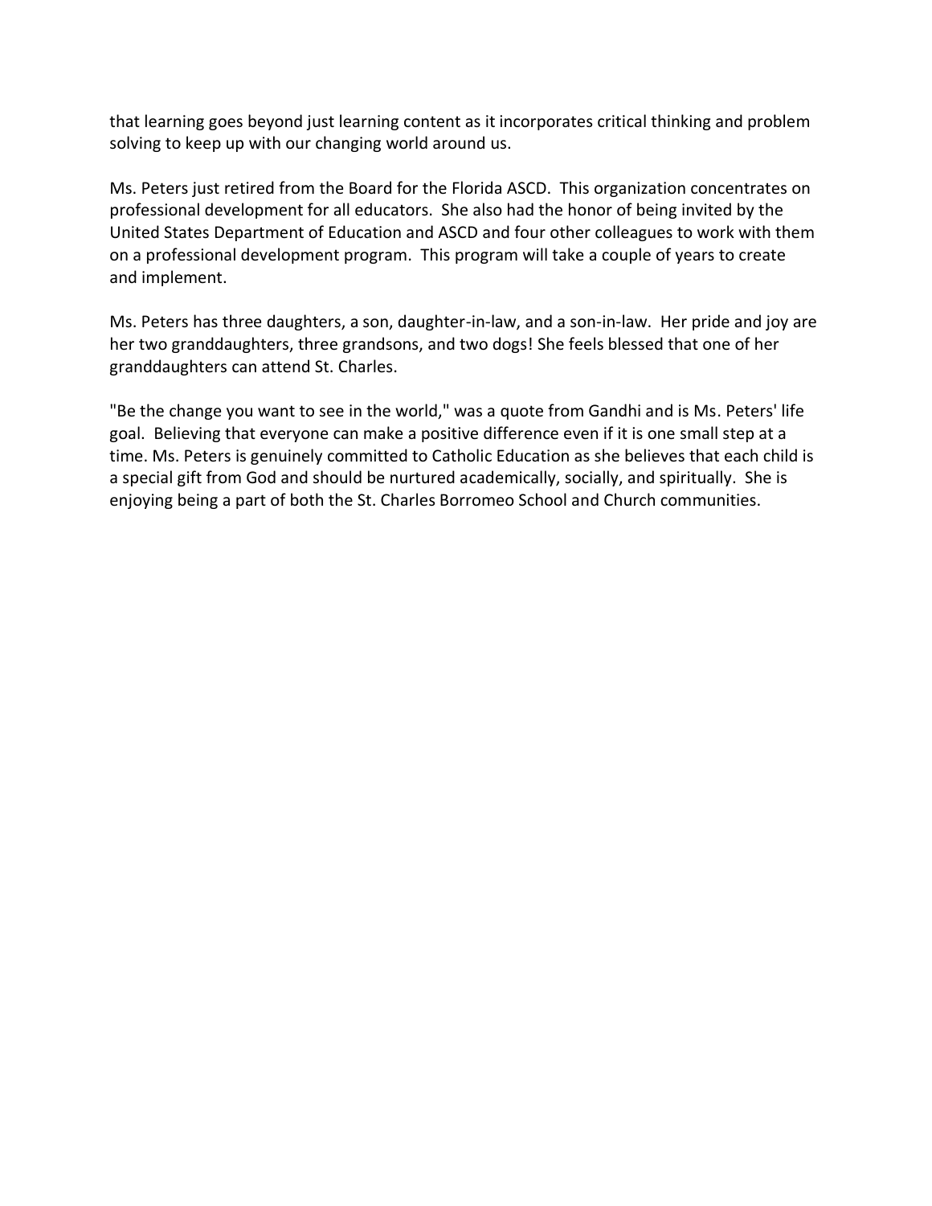that learning goes beyond just learning content as it incorporates critical thinking and problem solving to keep up with our changing world around us.

Ms. Peters just retired from the Board for the Florida ASCD. This organization concentrates on professional development for all educators. She also had the honor of being invited by the United States Department of Education and ASCD and four other colleagues to work with them on a professional development program. This program will take a couple of years to create and implement.

Ms. Peters has three daughters, a son, daughter-in-law, and a son-in-law. Her pride and joy are her two granddaughters, three grandsons, and two dogs! She feels blessed that one of her granddaughters can attend St. Charles.

"Be the change you want to see in the world," was a quote from Gandhi and is Ms. Peters' life goal. Believing that everyone can make a positive difference even if it is one small step at a time. Ms. Peters is genuinely committed to Catholic Education as she believes that each child is a special gift from God and should be nurtured academically, socially, and spiritually. She is enjoying being a part of both the St. Charles Borromeo School and Church communities.